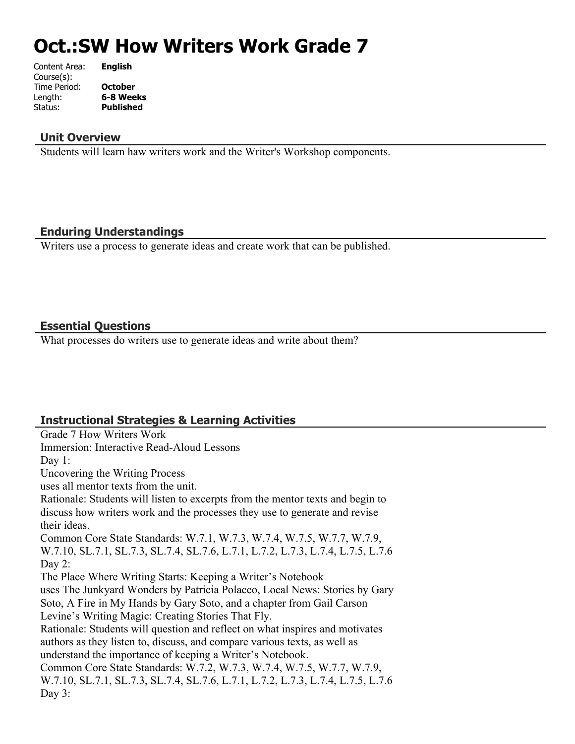# Oct.:SW How Writers Work Grade 7

Content Area: **English**
Course(s):
Time Period: **October**
Length: **6-8 Weeks**
Status: **Published**

## Unit Overview

Students will learn haw writers work and the Writer's Workshop components.

## Enduring Understandings

Writers use a process to generate ideas and create work that can be published.

## Essential Questions

What processes do writers use to generate ideas and write about them?

## Instructional Strategies & Learning Activities

Grade 7 How Writers Work
Immersion: Interactive Read-Aloud Lessons
Day 1:
Uncovering the Writing Process
uses all mentor texts from the unit.
Rationale: Students will listen to excerpts from the mentor texts and begin to discuss how writers work and the processes they use to generate and revise their ideas.
Common Core State Standards: W.7.1, W.7.3, W.7.4, W.7.5, W.7.7, W.7.9, W.7.10, SL.7.1, SL.7.3, SL.7.4, SL.7.6, L.7.1, L.7.2, L.7.3, L.7.4, L.7.5, L.7.6
Day 2:
The Place Where Writing Starts: Keeping a Writer's Notebook
uses The Junkyard Wonders by Patricia Polacco, Local News: Stories by Gary Soto, A Fire in My Hands by Gary Soto, and a chapter from Gail Carson Levine's Writing Magic: Creating Stories That Fly.
Rationale: Students will question and reflect on what inspires and motivates authors as they listen to, discuss, and compare various texts, as well as understand the importance of keeping a Writer's Notebook.
Common Core State Standards: W.7.2, W.7.3, W.7.4, W.7.5, W.7.7, W.7.9, W.7.10, SL.7.1, SL.7.3, SL.7.4, SL.7.6, L.7.1, L.7.2, L.7.3, L.7.4, L.7.5, L.7.6
Day 3: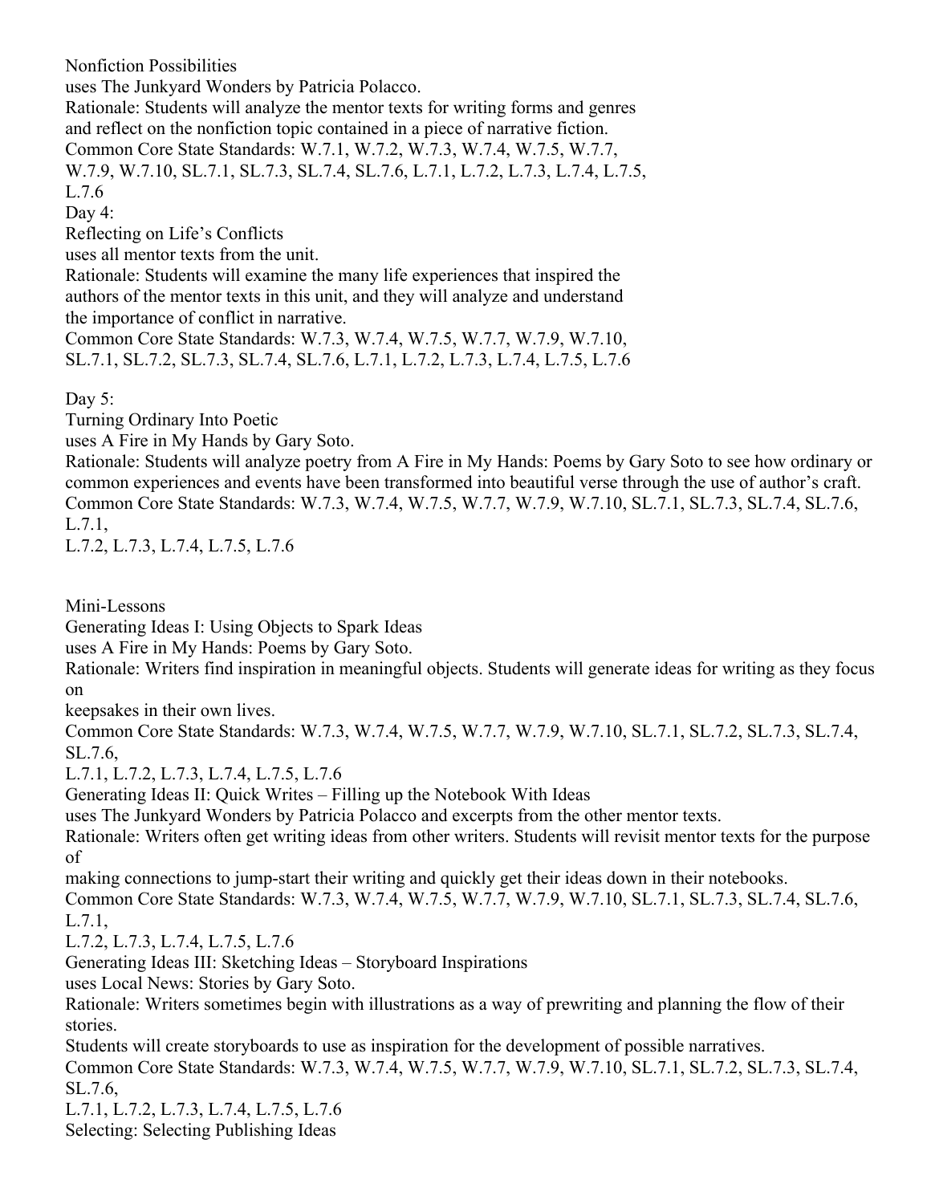Nonfiction Possibilities
uses The Junkyard Wonders by Patricia Polacco.
Rationale: Students will analyze the mentor texts for writing forms and genres and reflect on the nonfiction topic contained in a piece of narrative fiction.
Common Core State Standards: W.7.1, W.7.2, W.7.3, W.7.4, W.7.5, W.7.7, W.7.9, W.7.10, SL.7.1, SL.7.3, SL.7.4, SL.7.6, L.7.1, L.7.2, L.7.3, L.7.4, L.7.5, L.7.6

Day 4:
Reflecting on Life's Conflicts
uses all mentor texts from the unit.
Rationale: Students will examine the many life experiences that inspired the authors of the mentor texts in this unit, and they will analyze and understand the importance of conflict in narrative.
Common Core State Standards: W.7.3, W.7.4, W.7.5, W.7.7, W.7.9, W.7.10, SL.7.1, SL.7.2, SL.7.3, SL.7.4, SL.7.6, L.7.1, L.7.2, L.7.3, L.7.4, L.7.5, L.7.6

Day 5:
Turning Ordinary Into Poetic
uses A Fire in My Hands by Gary Soto.
Rationale: Students will analyze poetry from A Fire in My Hands: Poems by Gary Soto to see how ordinary or common experiences and events have been transformed into beautiful verse through the use of author's craft.
Common Core State Standards: W.7.3, W.7.4, W.7.5, W.7.7, W.7.9, W.7.10, SL.7.1, SL.7.3, SL.7.4, SL.7.6, L.7.1, L.7.2, L.7.3, L.7.4, L.7.5, L.7.6

Mini-Lessons

Generating Ideas I: Using Objects to Spark Ideas
uses A Fire in My Hands: Poems by Gary Soto.
Rationale: Writers find inspiration in meaningful objects. Students will generate ideas for writing as they focus on keepsakes in their own lives.
Common Core State Standards: W.7.3, W.7.4, W.7.5, W.7.7, W.7.9, W.7.10, SL.7.1, SL.7.2, SL.7.3, SL.7.4, SL.7.6, L.7.1, L.7.2, L.7.3, L.7.4, L.7.5, L.7.6

Generating Ideas II: Quick Writes – Filling up the Notebook With Ideas
uses The Junkyard Wonders by Patricia Polacco and excerpts from the other mentor texts.
Rationale: Writers often get writing ideas from other writers. Students will revisit mentor texts for the purpose of making connections to jump-start their writing and quickly get their ideas down in their notebooks.
Common Core State Standards: W.7.3, W.7.4, W.7.5, W.7.7, W.7.9, W.7.10, SL.7.1, SL.7.3, SL.7.4, SL.7.6, L.7.1, L.7.2, L.7.3, L.7.4, L.7.5, L.7.6

Generating Ideas III: Sketching Ideas – Storyboard Inspirations
uses Local News: Stories by Gary Soto.
Rationale: Writers sometimes begin with illustrations as a way of prewriting and planning the flow of their stories.
Students will create storyboards to use as inspiration for the development of possible narratives.
Common Core State Standards: W.7.3, W.7.4, W.7.5, W.7.7, W.7.9, W.7.10, SL.7.1, SL.7.2, SL.7.3, SL.7.4, SL.7.6, L.7.1, L.7.2, L.7.3, L.7.4, L.7.5, L.7.6

Selecting: Selecting Publishing Ideas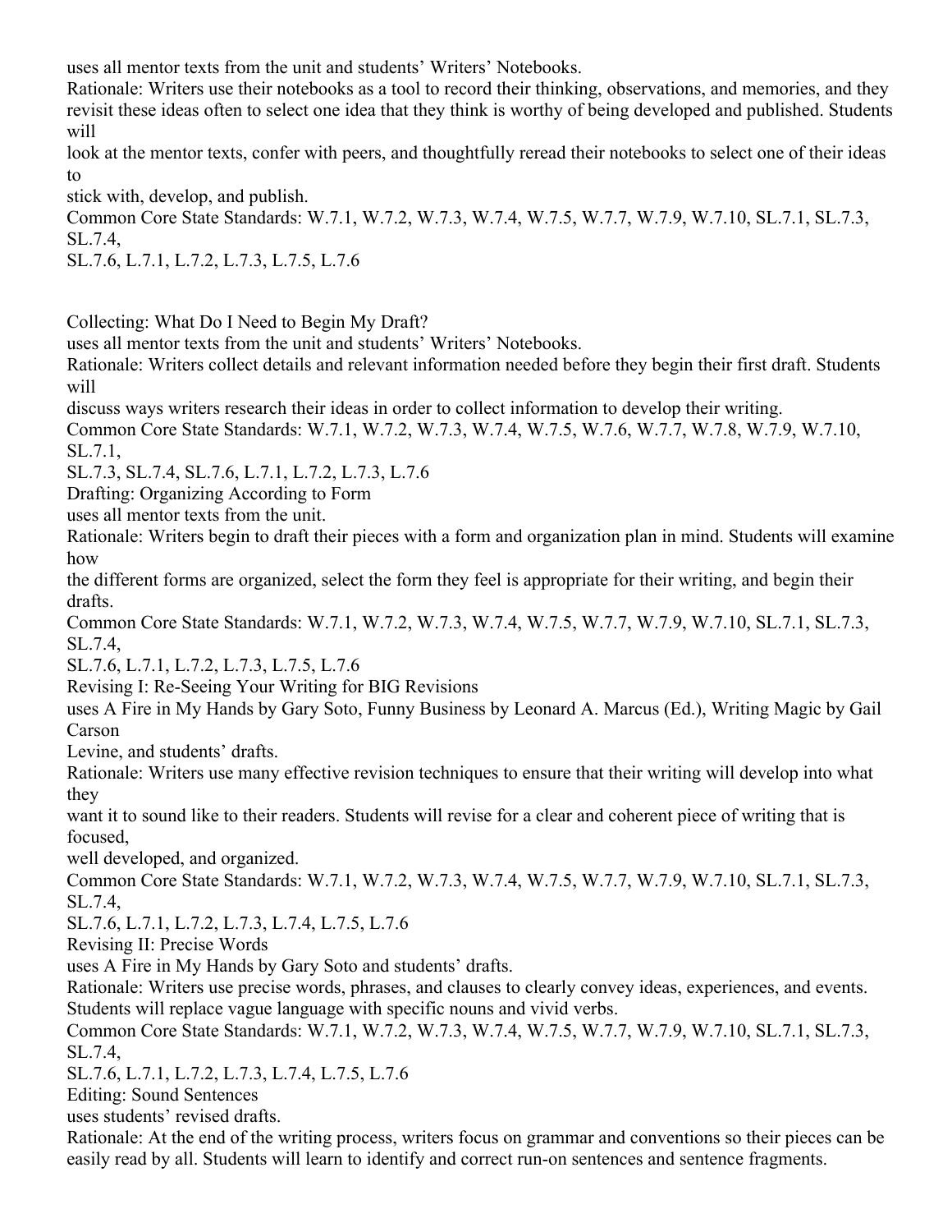uses all mentor texts from the unit and students' Writers' Notebooks.
Rationale: Writers use their notebooks as a tool to record their thinking, observations, and memories, and they revisit these ideas often to select one idea that they think is worthy of being developed and published. Students will look at the mentor texts, confer with peers, and thoughtfully reread their notebooks to select one of their ideas to stick with, develop, and publish.
Common Core State Standards: W.7.1, W.7.2, W.7.3, W.7.4, W.7.5, W.7.7, W.7.9, W.7.10, SL.7.1, SL.7.3, SL.7.4, SL.7.6, L.7.1, L.7.2, L.7.3, L.7.5, L.7.6

Collecting: What Do I Need to Begin My Draft?
uses all mentor texts from the unit and students' Writers' Notebooks.
Rationale: Writers collect details and relevant information needed before they begin their first draft. Students will discuss ways writers research their ideas in order to collect information to develop their writing.
Common Core State Standards: W.7.1, W.7.2, W.7.3, W.7.4, W.7.5, W.7.6, W.7.7, W.7.8, W.7.9, W.7.10, SL.7.1, SL.7.3, SL.7.4, SL.7.6, L.7.1, L.7.2, L.7.3, L.7.6

Drafting: Organizing According to Form
uses all mentor texts from the unit.
Rationale: Writers begin to draft their pieces with a form and organization plan in mind. Students will examine how the different forms are organized, select the form they feel is appropriate for their writing, and begin their drafts.
Common Core State Standards: W.7.1, W.7.2, W.7.3, W.7.4, W.7.5, W.7.7, W.7.9, W.7.10, SL.7.1, SL.7.3, SL.7.4, SL.7.6, L.7.1, L.7.2, L.7.3, L.7.5, L.7.6

Revising I: Re-Seeing Your Writing for BIG Revisions
uses A Fire in My Hands by Gary Soto, Funny Business by Leonard A. Marcus (Ed.), Writing Magic by Gail Carson Levine, and students' drafts.
Rationale: Writers use many effective revision techniques to ensure that their writing will develop into what they want it to sound like to their readers. Students will revise for a clear and coherent piece of writing that is focused, well developed, and organized.
Common Core State Standards: W.7.1, W.7.2, W.7.3, W.7.4, W.7.5, W.7.7, W.7.9, W.7.10, SL.7.1, SL.7.3, SL.7.4, SL.7.6, L.7.1, L.7.2, L.7.3, L.7.4, L.7.5, L.7.6

Revising II: Precise Words
uses A Fire in My Hands by Gary Soto and students' drafts.
Rationale: Writers use precise words, phrases, and clauses to clearly convey ideas, experiences, and events. Students will replace vague language with specific nouns and vivid verbs.
Common Core State Standards: W.7.1, W.7.2, W.7.3, W.7.4, W.7.5, W.7.7, W.7.9, W.7.10, SL.7.1, SL.7.3, SL.7.4, SL.7.6, L.7.1, L.7.2, L.7.3, L.7.4, L.7.5, L.7.6

Editing: Sound Sentences
uses students' revised drafts.
Rationale: At the end of the writing process, writers focus on grammar and conventions so their pieces can be easily read by all. Students will learn to identify and correct run-on sentences and sentence fragments.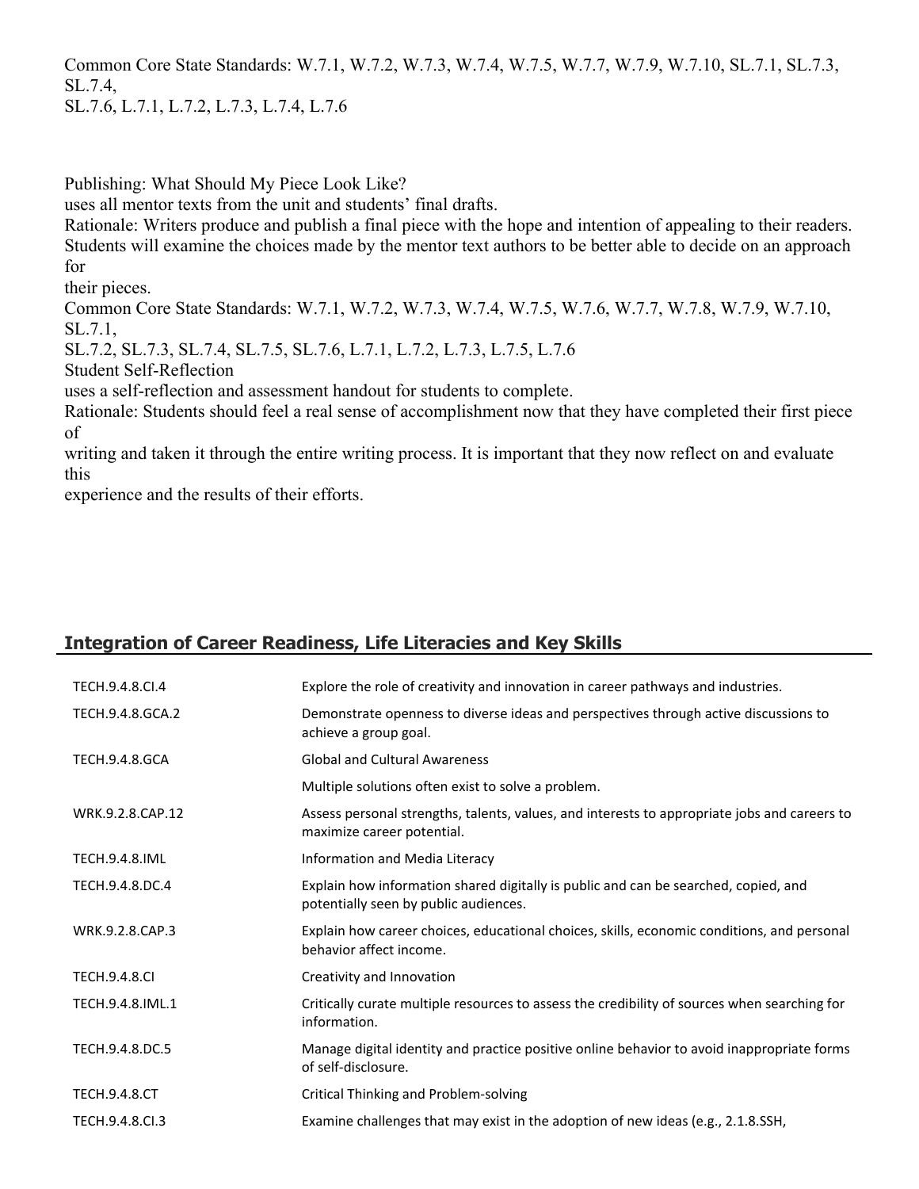Common Core State Standards: W.7.1, W.7.2, W.7.3, W.7.4, W.7.5, W.7.7, W.7.9, W.7.10, SL.7.1, SL.7.3, SL.7.4,
SL.7.6, L.7.1, L.7.2, L.7.3, L.7.4, L.7.6

Publishing: What Should My Piece Look Like?
uses all mentor texts from the unit and students' final drafts.
Rationale: Writers produce and publish a final piece with the hope and intention of appealing to their readers. Students will examine the choices made by the mentor text authors to be better able to decide on an approach for
their pieces.
Common Core State Standards: W.7.1, W.7.2, W.7.3, W.7.4, W.7.5, W.7.6, W.7.7, W.7.8, W.7.9, W.7.10, SL.7.1,
SL.7.2, SL.7.3, SL.7.4, SL.7.5, SL.7.6, L.7.1, L.7.2, L.7.3, L.7.5, L.7.6
Student Self-Reflection
uses a self-reflection and assessment handout for students to complete.
Rationale: Students should feel a real sense of accomplishment now that they have completed their first piece of
writing and taken it through the entire writing process. It is important that they now reflect on and evaluate this
experience and the results of their efforts.

## Integration of Career Readiness, Life Literacies and Key Skills

| | |
|---|---|
| TECH.9.4.8.CI.4 | Explore the role of creativity and innovation in career pathways and industries. |
| TECH.9.4.8.GCA.2 | Demonstrate openness to diverse ideas and perspectives through active discussions to achieve a group goal. |
| TECH.9.4.8.GCA | Global and Cultural Awareness |
| | Multiple solutions often exist to solve a problem. |
| WRK.9.2.8.CAP.12 | Assess personal strengths, talents, values, and interests to appropriate jobs and careers to maximize career potential. |
| TECH.9.4.8.IML | Information and Media Literacy |
| TECH.9.4.8.DC.4 | Explain how information shared digitally is public and can be searched, copied, and potentially seen by public audiences. |
| WRK.9.2.8.CAP.3 | Explain how career choices, educational choices, skills, economic conditions, and personal behavior affect income. |
| TECH.9.4.8.CI | Creativity and Innovation |
| TECH.9.4.8.IML.1 | Critically curate multiple resources to assess the credibility of sources when searching for information. |
| TECH.9.4.8.DC.5 | Manage digital identity and practice positive online behavior to avoid inappropriate forms of self-disclosure. |
| TECH.9.4.8.CT | Critical Thinking and Problem-solving |
| TECH.9.4.8.CI.3 | Examine challenges that may exist in the adoption of new ideas (e.g., 2.1.8.SSH, |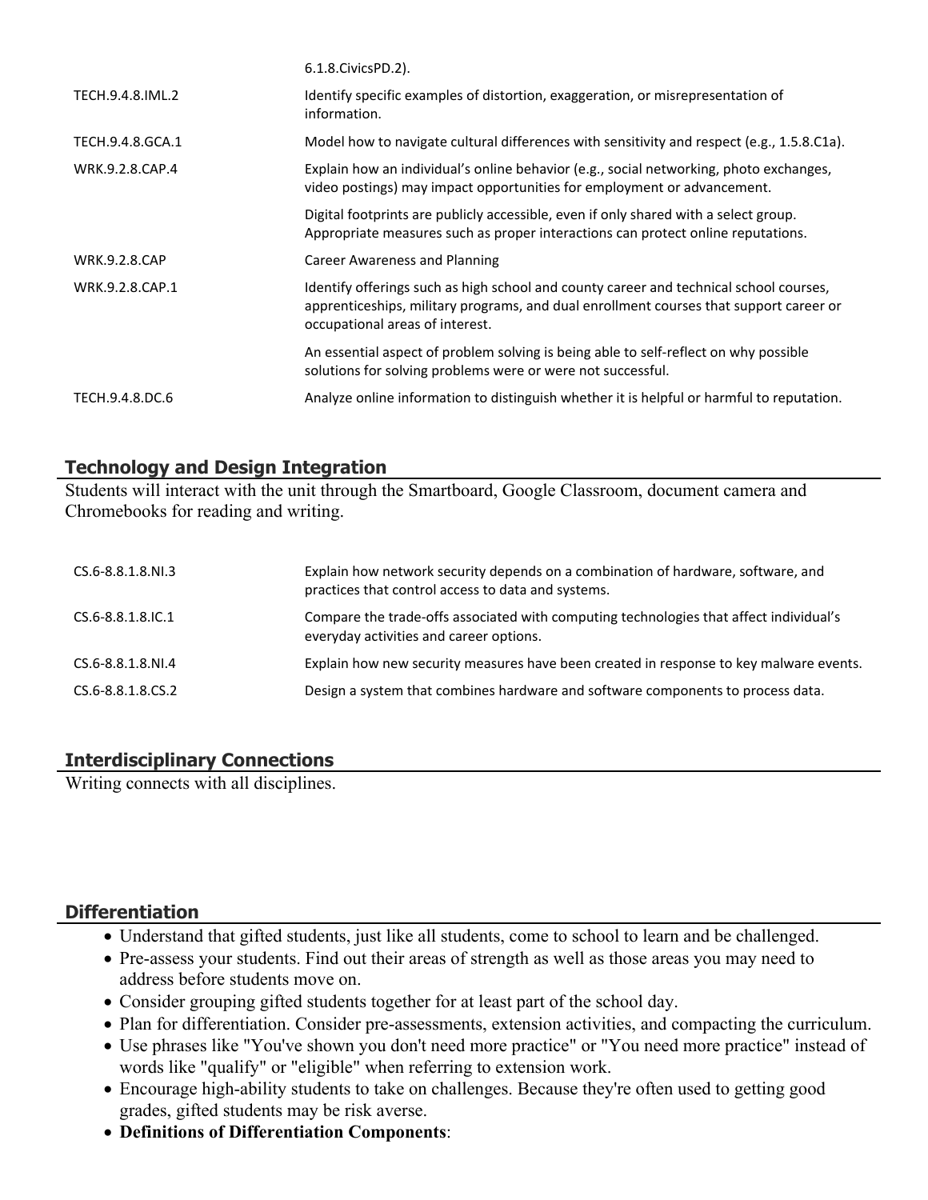| | |
|---|---|
| | 6.1.8.CivicsPD.2). |
| TECH.9.4.8.IML.2 | Identify specific examples of distortion, exaggeration, or misrepresentation of information. |
| TECH.9.4.8.GCA.1 | Model how to navigate cultural differences with sensitivity and respect (e.g., 1.5.8.C1a). |
| WRK.9.2.8.CAP.4 | Explain how an individual's online behavior (e.g., social networking, photo exchanges, video postings) may impact opportunities for employment or advancement. |
| | Digital footprints are publicly accessible, even if only shared with a select group. Appropriate measures such as proper interactions can protect online reputations. |
| WRK.9.2.8.CAP | Career Awareness and Planning |
| WRK.9.2.8.CAP.1 | Identify offerings such as high school and county career and technical school courses, apprenticeships, military programs, and dual enrollment courses that support career or occupational areas of interest. |
| | An essential aspect of problem solving is being able to self-reflect on why possible solutions for solving problems were or were not successful. |
| TECH.9.4.8.DC.6 | Analyze online information to distinguish whether it is helpful or harmful to reputation. |

## Technology and Design Integration

Students will interact with the unit through the Smartboard, Google Classroom, document camera and Chromebooks for reading and writing.

| | |
|---|---|
| CS.6-8.8.1.8.NI.3 | Explain how network security depends on a combination of hardware, software, and practices that control access to data and systems. |
| CS.6-8.8.1.8.IC.1 | Compare the trade-offs associated with computing technologies that affect individual's everyday activities and career options. |
| CS.6-8.8.1.8.NI.4 | Explain how new security measures have been created in response to key malware events. |
| CS.6-8.8.1.8.CS.2 | Design a system that combines hardware and software components to process data. |

## Interdisciplinary Connections

Writing connects with all disciplines.

## Differentiation

- Understand that gifted students, just like all students, come to school to learn and be challenged.
- Pre-assess your students. Find out their areas of strength as well as those areas you may need to address before students move on.
- Consider grouping gifted students together for at least part of the school day.
- Plan for differentiation. Consider pre-assessments, extension activities, and compacting the curriculum.
- Use phrases like "You've shown you don't need more practice" or "You need more practice" instead of words like "qualify" or "eligible" when referring to extension work.
- Encourage high-ability students to take on challenges. Because they're often used to getting good grades, gifted students may be risk averse.
- **Definitions of Differentiation Components**: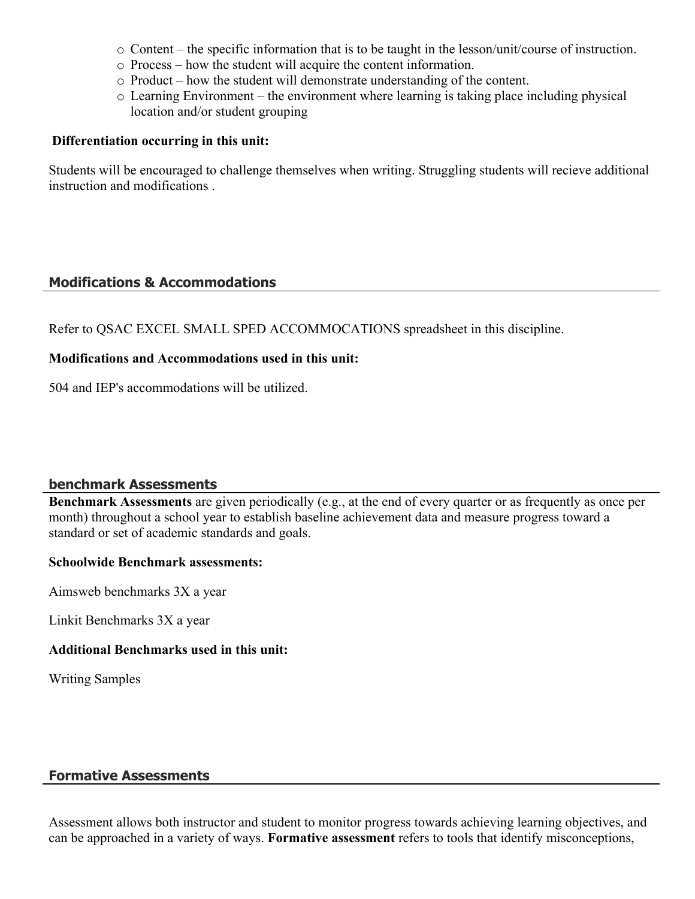- Content – the specific information that is to be taught in the lesson/unit/course of instruction.
- Process – how the student will acquire the content information.
- Product – how the student will demonstrate understanding of the content.
- Learning Environment – the environment where learning is taking place including physical location and/or student grouping

**Differentiation occurring in this unit:**

Students will be encouraged to challenge themselves when writing. Struggling students will recieve additional instruction and modifications .

## Modifications & Accommodations

Refer to QSAC EXCEL SMALL SPED ACCOMMOCATIONS spreadsheet in this discipline.

**Modifications and Accommodations used in this unit:**

504 and IEP's accommodations will be utilized.

## benchmark Assessments

**Benchmark Assessments** are given periodically (e.g., at the end of every quarter or as frequently as once per month) throughout a school year to establish baseline achievement data and measure progress toward a standard or set of academic standards and goals.

**Schoolwide Benchmark assessments:**

Aimsweb benchmarks 3X a year

Linkit Benchmarks 3X a year

**Additional Benchmarks used in this unit:**

Writing Samples

## Formative Assessments

Assessment allows both instructor and student to monitor progress towards achieving learning objectives, and can be approached in a variety of ways. **Formative assessment** refers to tools that identify misconceptions,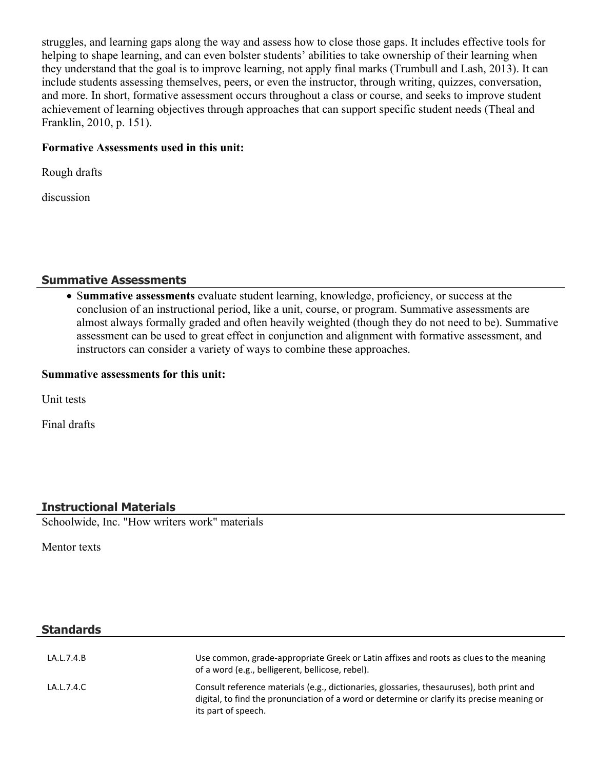struggles, and learning gaps along the way and assess how to close those gaps. It includes effective tools for helping to shape learning, and can even bolster students' abilities to take ownership of their learning when they understand that the goal is to improve learning, not apply final marks (Trumbull and Lash, 2013). It can include students assessing themselves, peers, or even the instructor, through writing, quizzes, conversation, and more. In short, formative assessment occurs throughout a class or course, and seeks to improve student achievement of learning objectives through approaches that can support specific student needs (Theal and Franklin, 2010, p. 151).

**Formative Assessments used in this unit:**

Rough drafts

discussion

## Summative Assessments

- S**ummative assessments** evaluate student learning, knowledge, proficiency, or success at the conclusion of an instructional period, like a unit, course, or program. Summative assessments are almost always formally graded and often heavily weighted (though they do not need to be). Summative assessment can be used to great effect in conjunction and alignment with formative assessment, and instructors can consider a variety of ways to combine these approaches.

**Summative assessments for this unit:**

Unit tests

Final drafts

## Instructional Materials

Schoolwide, Inc. "How writers work" materials

Mentor texts

## Standards

| | |
|---|---|
| LA.L.7.4.B | Use common, grade-appropriate Greek or Latin affixes and roots as clues to the meaning of a word (e.g., belligerent, bellicose, rebel). |
| LA.L.7.4.C | Consult reference materials (e.g., dictionaries, glossaries, thesauruses), both print and digital, to find the pronunciation of a word or determine or clarify its precise meaning or its part of speech. |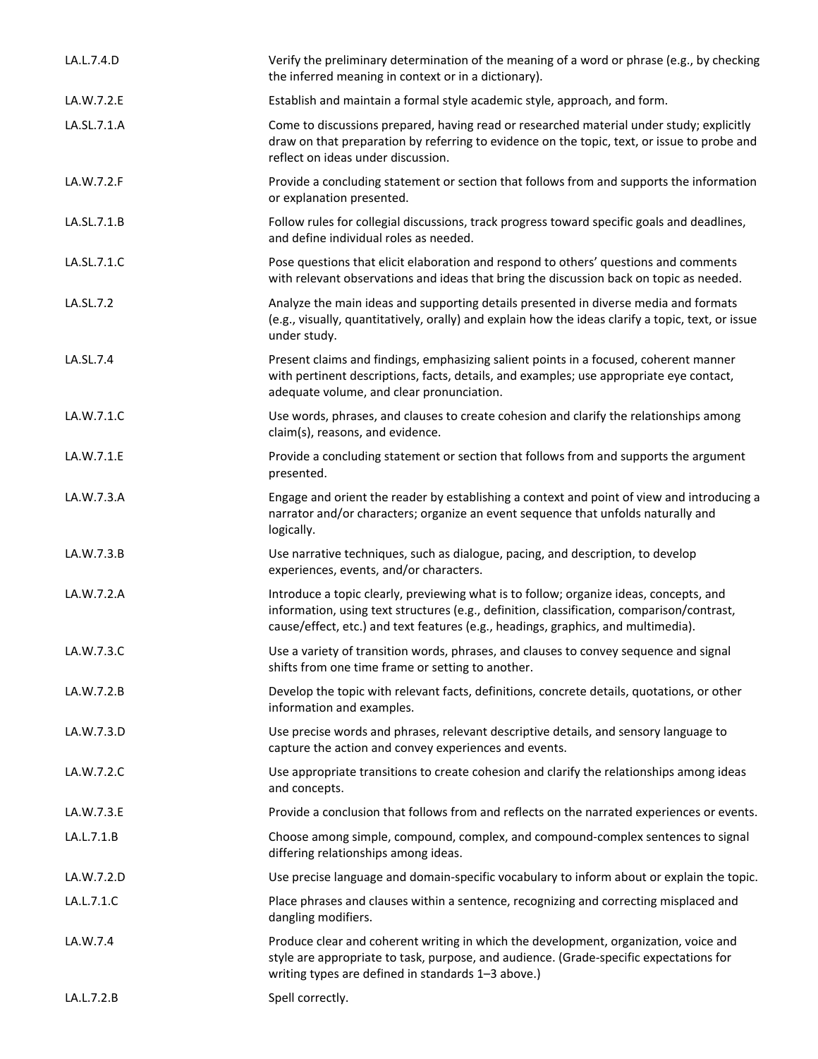| | |
|---|---|
| LA.L.7.4.D | Verify the preliminary determination of the meaning of a word or phrase (e.g., by checking the inferred meaning in context or in a dictionary). |
| LA.W.7.2.E | Establish and maintain a formal style academic style, approach, and form. |
| LA.SL.7.1.A | Come to discussions prepared, having read or researched material under study; explicitly draw on that preparation by referring to evidence on the topic, text, or issue to probe and reflect on ideas under discussion. |
| LA.W.7.2.F | Provide a concluding statement or section that follows from and supports the information or explanation presented. |
| LA.SL.7.1.B | Follow rules for collegial discussions, track progress toward specific goals and deadlines, and define individual roles as needed. |
| LA.SL.7.1.C | Pose questions that elicit elaboration and respond to others' questions and comments with relevant observations and ideas that bring the discussion back on topic as needed. |
| LA.SL.7.2 | Analyze the main ideas and supporting details presented in diverse media and formats (e.g., visually, quantitatively, orally) and explain how the ideas clarify a topic, text, or issue under study. |
| LA.SL.7.4 | Present claims and findings, emphasizing salient points in a focused, coherent manner with pertinent descriptions, facts, details, and examples; use appropriate eye contact, adequate volume, and clear pronunciation. |
| LA.W.7.1.C | Use words, phrases, and clauses to create cohesion and clarify the relationships among claim(s), reasons, and evidence. |
| LA.W.7.1.E | Provide a concluding statement or section that follows from and supports the argument presented. |
| LA.W.7.3.A | Engage and orient the reader by establishing a context and point of view and introducing a narrator and/or characters; organize an event sequence that unfolds naturally and logically. |
| LA.W.7.3.B | Use narrative techniques, such as dialogue, pacing, and description, to develop experiences, events, and/or characters. |
| LA.W.7.2.A | Introduce a topic clearly, previewing what is to follow; organize ideas, concepts, and information, using text structures (e.g., definition, classification, comparison/contrast, cause/effect, etc.) and text features (e.g., headings, graphics, and multimedia). |
| LA.W.7.3.C | Use a variety of transition words, phrases, and clauses to convey sequence and signal shifts from one time frame or setting to another. |
| LA.W.7.2.B | Develop the topic with relevant facts, definitions, concrete details, quotations, or other information and examples. |
| LA.W.7.3.D | Use precise words and phrases, relevant descriptive details, and sensory language to capture the action and convey experiences and events. |
| LA.W.7.2.C | Use appropriate transitions to create cohesion and clarify the relationships among ideas and concepts. |
| LA.W.7.3.E | Provide a conclusion that follows from and reflects on the narrated experiences or events. |
| LA.L.7.1.B | Choose among simple, compound, complex, and compound-complex sentences to signal differing relationships among ideas. |
| LA.W.7.2.D | Use precise language and domain-specific vocabulary to inform about or explain the topic. |
| LA.L.7.1.C | Place phrases and clauses within a sentence, recognizing and correcting misplaced and dangling modifiers. |
| LA.W.7.4 | Produce clear and coherent writing in which the development, organization, voice and style are appropriate to task, purpose, and audience. (Grade-specific expectations for writing types are defined in standards 1–3 above.) |
| LA.L.7.2.B | Spell correctly. |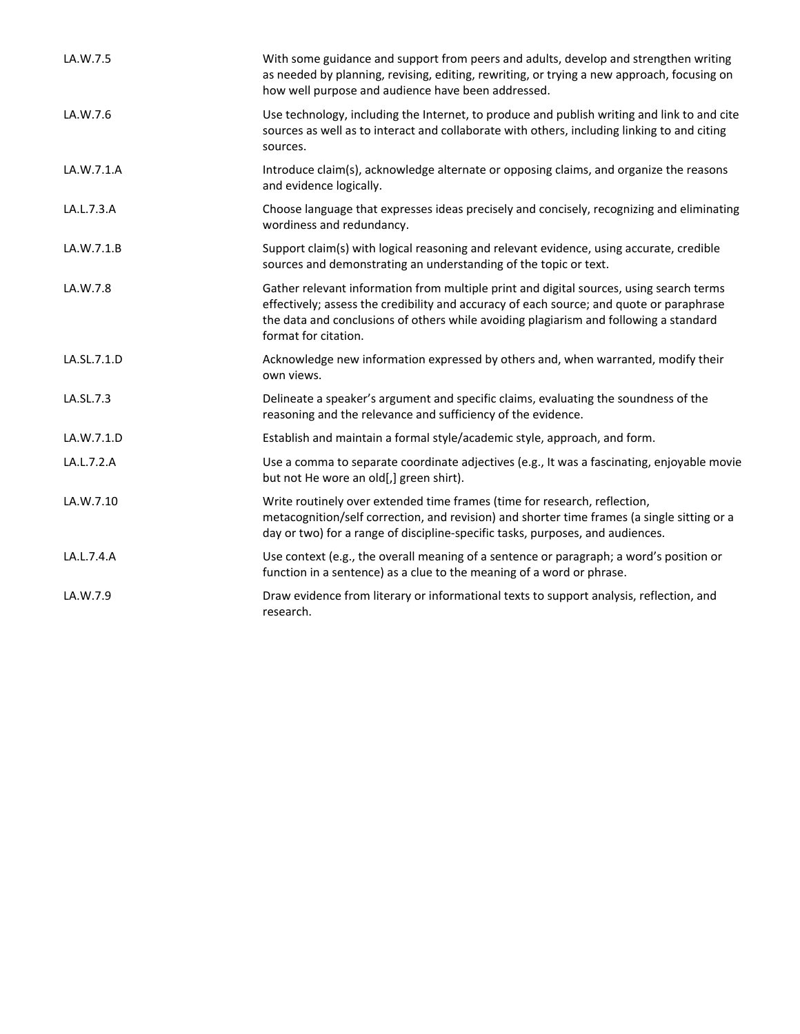| | |
|---|---|
| LA.W.7.5 | With some guidance and support from peers and adults, develop and strengthen writing as needed by planning, revising, editing, rewriting, or trying a new approach, focusing on how well purpose and audience have been addressed. |
| LA.W.7.6 | Use technology, including the Internet, to produce and publish writing and link to and cite sources as well as to interact and collaborate with others, including linking to and citing sources. |
| LA.W.7.1.A | Introduce claim(s), acknowledge alternate or opposing claims, and organize the reasons and evidence logically. |
| LA.L.7.3.A | Choose language that expresses ideas precisely and concisely, recognizing and eliminating wordiness and redundancy. |
| LA.W.7.1.B | Support claim(s) with logical reasoning and relevant evidence, using accurate, credible sources and demonstrating an understanding of the topic or text. |
| LA.W.7.8 | Gather relevant information from multiple print and digital sources, using search terms effectively; assess the credibility and accuracy of each source; and quote or paraphrase the data and conclusions of others while avoiding plagiarism and following a standard format for citation. |
| LA.SL.7.1.D | Acknowledge new information expressed by others and, when warranted, modify their own views. |
| LA.SL.7.3 | Delineate a speaker's argument and specific claims, evaluating the soundness of the reasoning and the relevance and sufficiency of the evidence. |
| LA.W.7.1.D | Establish and maintain a formal style/academic style, approach, and form. |
| LA.L.7.2.A | Use a comma to separate coordinate adjectives (e.g., It was a fascinating, enjoyable movie but not He wore an old[,] green shirt). |
| LA.W.7.10 | Write routinely over extended time frames (time for research, reflection, metacognition/self correction, and revision) and shorter time frames (a single sitting or a day or two) for a range of discipline-specific tasks, purposes, and audiences. |
| LA.L.7.4.A | Use context (e.g., the overall meaning of a sentence or paragraph; a word's position or function in a sentence) as a clue to the meaning of a word or phrase. |
| LA.W.7.9 | Draw evidence from literary or informational texts to support analysis, reflection, and research. |